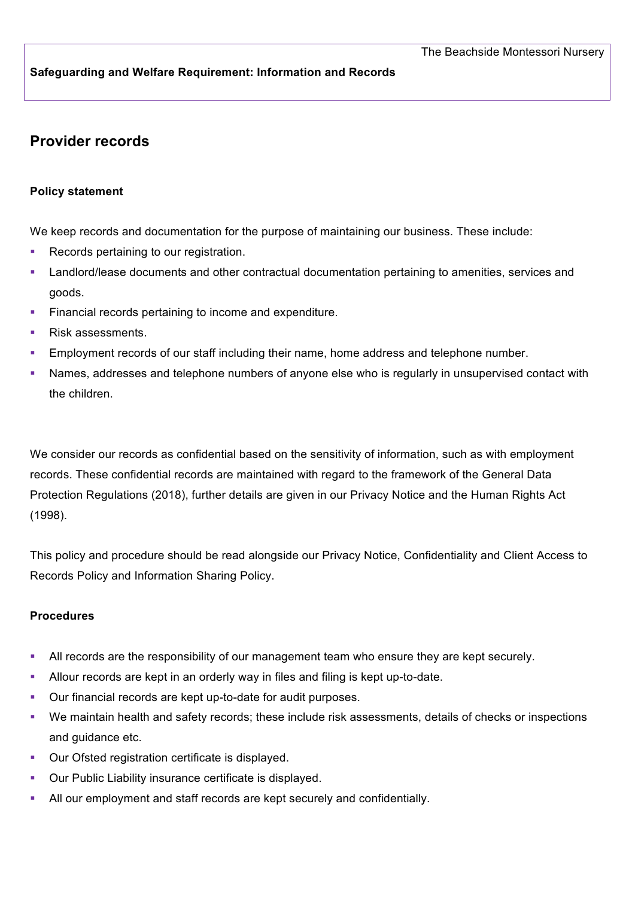The Beachside Montessori Nursery

**Safeguarding and Welfare Requirement: Information and Records**

## Provider records

**Policy statement**

We keep records and documentation for the purpose of maintaining our business. These include:

- Records pertaining to our registration.
- Landlord/lease documents and other contractual documentation pertaining to amenities, services and goods.
- Financial records pertaining to income and expenditure.
- Risk assessments.
- Employment records of our staff including their name, home address and telephone number.
- Names, addresses and telephone numbers of anyone else who is regularly in unsupervised contact with the children.

We consider our records as confidential based on the sensitivity of information, such as with employment records. These confidential records are maintained with regard to the framework of the General Data Protection Regulations (2018), further details are given in our Privacy Notice and the Human Rights Act (1998).

This policy and procedure should be read alongside our Privacy Notice, Confidentiality and Client Access to Records Policy and Information Sharing Policy.

**Procedures**

- All records are the responsibility of our management team who ensure they are kept securely.
- Allour records are kept in an orderly way in files and filing is kept up-to-date.
- Our financial records are kept up-to-date for audit purposes.
- We maintain health and safety records; these include risk assessments, details of checks or inspections and guidance etc.
- Our Ofsted registration certificate is displayed.
- Our Public Liability insurance certificate is displayed.
- All our employment and staff records are kept securely and confidentially.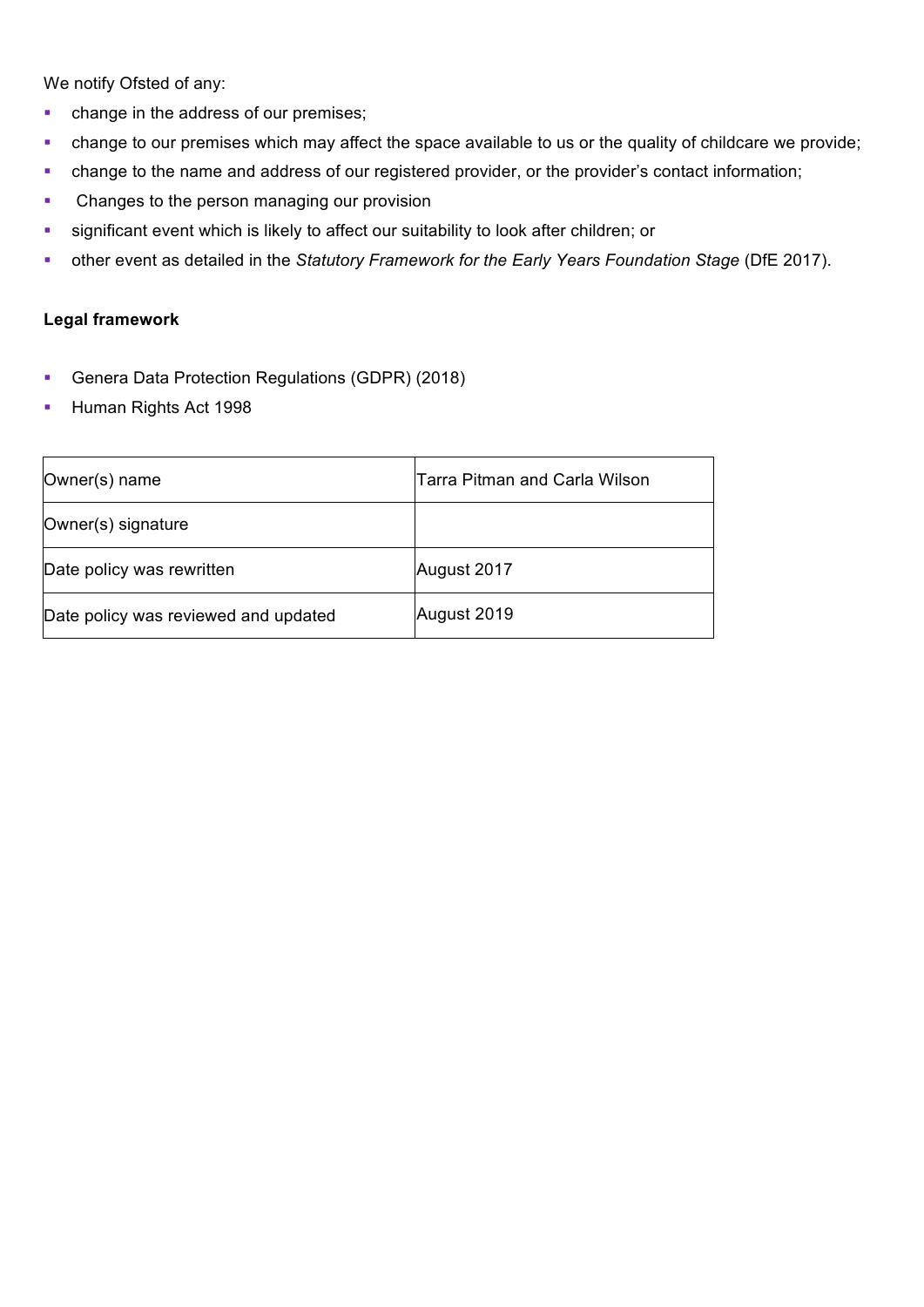We notify Ofsted of any:

- change in the address of our premises;
- change to our premises which may affect the space available to us or the quality of childcare we provide;
- change to the name and address of our registered provider, or the provider's contact information;
- Changes to the person managing our provision
- significant event which is likely to affect our suitability to look after children; or
- other event as detailed in the *Statutory Framework for the Early Years Foundation Stage* (DfE 2017).

**Legal framework**

- Genera Data Protection Regulations (GDPR) (2018)
- Human Rights Act 1998

| | |
|---|---|
| Owner(s) name | Tarra Pitman and Carla Wilson |
| Owner(s) signature | |
| Date policy was rewritten | August 2017 |
| Date policy was reviewed and updated | August 2019 |